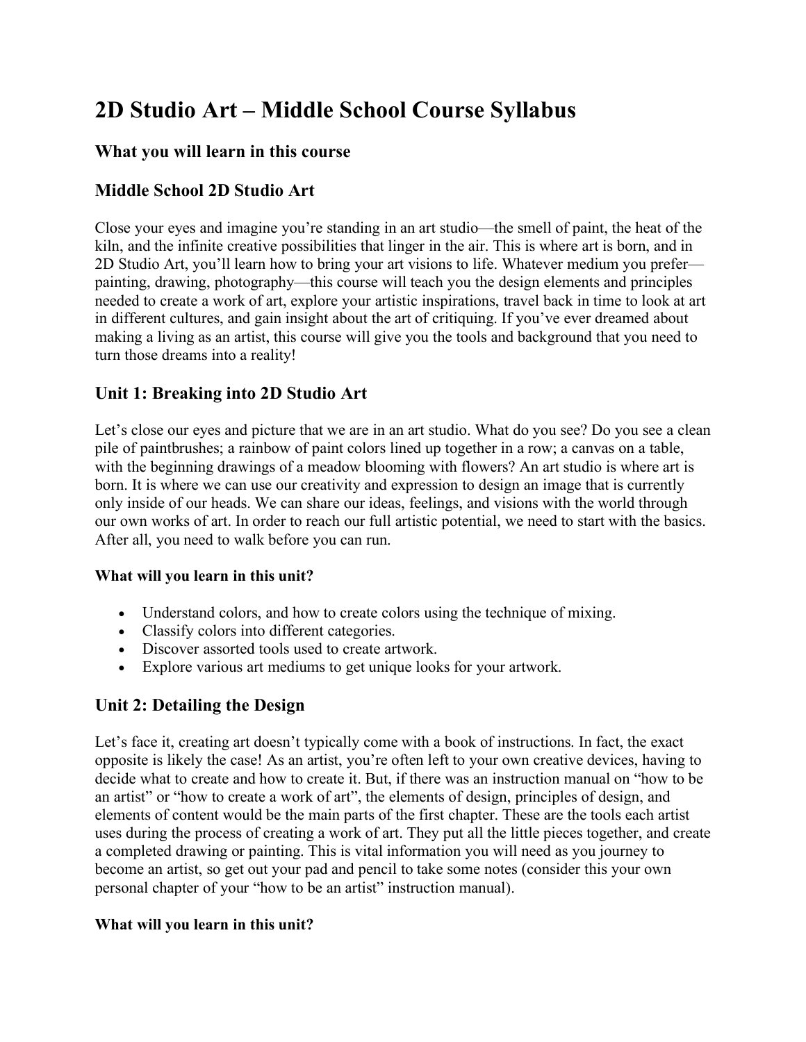# 2D Studio Art – Middle School Course Syllabus

## What you will learn in this course

## Middle School 2D Studio Art

Close your eyes and imagine you're standing in an art studio—the smell of paint, the heat of the kiln, and the infinite creative possibilities that linger in the air. This is where art is born, and in 2D Studio Art, you'll learn how to bring your art visions to life. Whatever medium you prefer—painting, drawing, photography—this course will teach you the design elements and principles needed to create a work of art, explore your artistic inspirations, travel back in time to look at art in different cultures, and gain insight about the art of critiquing. If you've ever dreamed about making a living as an artist, this course will give you the tools and background that you need to turn those dreams into a reality!

## Unit 1: Breaking into 2D Studio Art

Let's close our eyes and picture that we are in an art studio. What do you see? Do you see a clean pile of paintbrushes; a rainbow of paint colors lined up together in a row; a canvas on a table, with the beginning drawings of a meadow blooming with flowers? An art studio is where art is born. It is where we can use our creativity and expression to design an image that is currently only inside of our heads. We can share our ideas, feelings, and visions with the world through our own works of art. In order to reach our full artistic potential, we need to start with the basics. After all, you need to walk before you can run.

#### What will you learn in this unit?

- Understand colors, and how to create colors using the technique of mixing.
- Classify colors into different categories.
- Discover assorted tools used to create artwork.
- Explore various art mediums to get unique looks for your artwork.

## Unit 2: Detailing the Design

Let's face it, creating art doesn't typically come with a book of instructions. In fact, the exact opposite is likely the case! As an artist, you're often left to your own creative devices, having to decide what to create and how to create it. But, if there was an instruction manual on "how to be an artist" or "how to create a work of art", the elements of design, principles of design, and elements of content would be the main parts of the first chapter. These are the tools each artist uses during the process of creating a work of art. They put all the little pieces together, and create a completed drawing or painting. This is vital information you will need as you journey to become an artist, so get out your pad and pencil to take some notes (consider this your own personal chapter of your "how to be an artist" instruction manual).

#### What will you learn in this unit?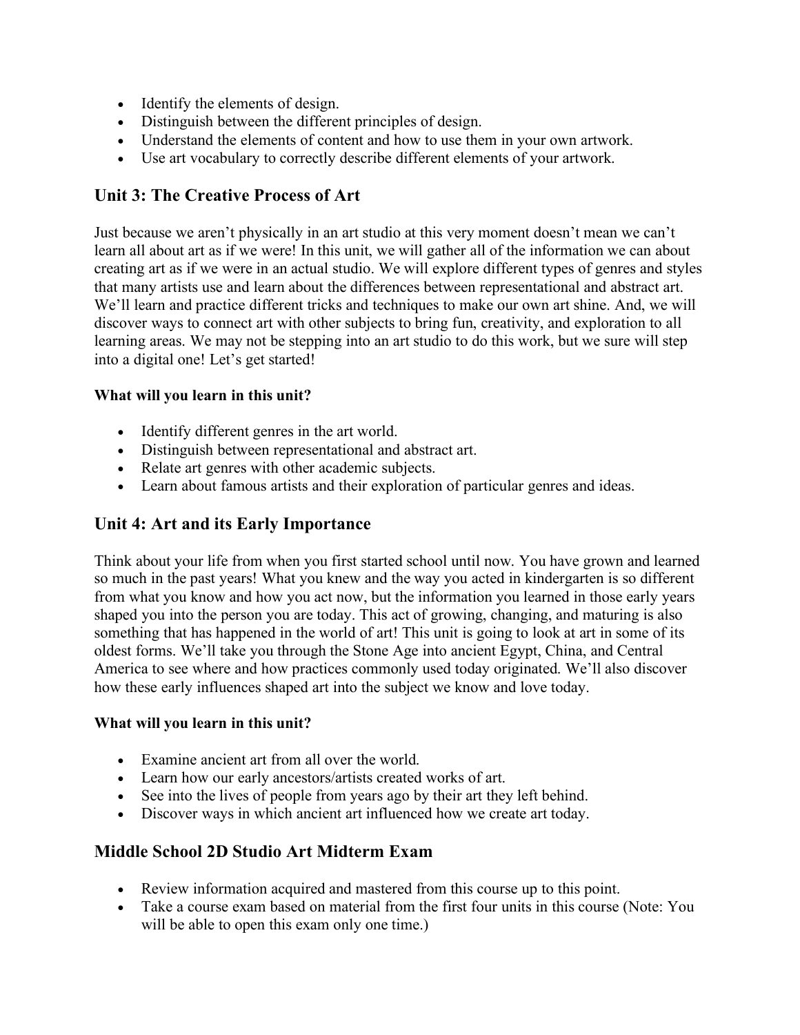- Identify the elements of design.
- Distinguish between the different principles of design.
- Understand the elements of content and how to use them in your own artwork.
- Use art vocabulary to correctly describe different elements of your artwork.

## Unit 3: The Creative Process of Art

Just because we aren't physically in an art studio at this very moment doesn't mean we can't learn all about art as if we were! In this unit, we will gather all of the information we can about creating art as if we were in an actual studio. We will explore different types of genres and styles that many artists use and learn about the differences between representational and abstract art. We'll learn and practice different tricks and techniques to make our own art shine. And, we will discover ways to connect art with other subjects to bring fun, creativity, and exploration to all learning areas. We may not be stepping into an art studio to do this work, but we sure will step into a digital one! Let's get started!

**What will you learn in this unit?**

- Identify different genres in the art world.
- Distinguish between representational and abstract art.
- Relate art genres with other academic subjects.
- Learn about famous artists and their exploration of particular genres and ideas.

## Unit 4: Art and its Early Importance

Think about your life from when you first started school until now. You have grown and learned so much in the past years! What you knew and the way you acted in kindergarten is so different from what you know and how you act now, but the information you learned in those early years shaped you into the person you are today. This act of growing, changing, and maturing is also something that has happened in the world of art! This unit is going to look at art in some of its oldest forms. We'll take you through the Stone Age into ancient Egypt, China, and Central America to see where and how practices commonly used today originated. We'll also discover how these early influences shaped art into the subject we know and love today.

**What will you learn in this unit?**

- Examine ancient art from all over the world.
- Learn how our early ancestors/artists created works of art.
- See into the lives of people from years ago by their art they left behind.
- Discover ways in which ancient art influenced how we create art today.

## Middle School 2D Studio Art Midterm Exam

- Review information acquired and mastered from this course up to this point.
- Take a course exam based on material from the first four units in this course (Note: You will be able to open this exam only one time.)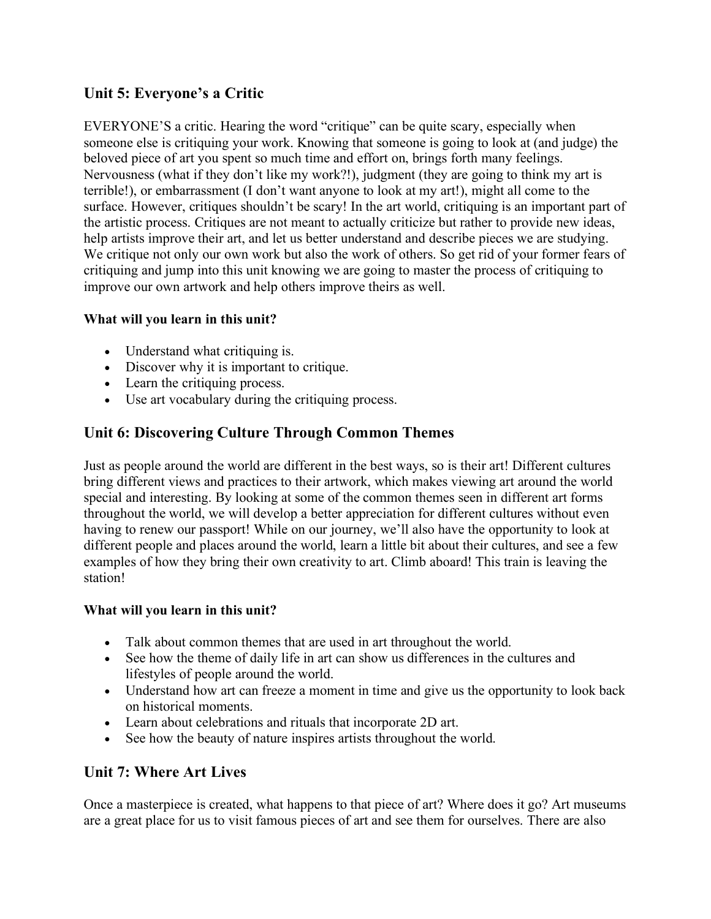## Unit 5: Everyone's a Critic

EVERYONE'S a critic. Hearing the word "critique" can be quite scary, especially when someone else is critiquing your work. Knowing that someone is going to look at (and judge) the beloved piece of art you spent so much time and effort on, brings forth many feelings. Nervousness (what if they don't like my work?!), judgment (they are going to think my art is terrible!), or embarrassment (I don't want anyone to look at my art!), might all come to the surface. However, critiques shouldn't be scary! In the art world, critiquing is an important part of the artistic process. Critiques are not meant to actually criticize but rather to provide new ideas, help artists improve their art, and let us better understand and describe pieces we are studying. We critique not only our own work but also the work of others. So get rid of your former fears of critiquing and jump into this unit knowing we are going to master the process of critiquing to improve our own artwork and help others improve theirs as well.

**What will you learn in this unit?**

- Understand what critiquing is.
- Discover why it is important to critique.
- Learn the critiquing process.
- Use art vocabulary during the critiquing process.

## Unit 6: Discovering Culture Through Common Themes

Just as people around the world are different in the best ways, so is their art! Different cultures bring different views and practices to their artwork, which makes viewing art around the world special and interesting. By looking at some of the common themes seen in different art forms throughout the world, we will develop a better appreciation for different cultures without even having to renew our passport! While on our journey, we'll also have the opportunity to look at different people and places around the world, learn a little bit about their cultures, and see a few examples of how they bring their own creativity to art. Climb aboard! This train is leaving the station!

**What will you learn in this unit?**

- Talk about common themes that are used in art throughout the world.
- See how the theme of daily life in art can show us differences in the cultures and lifestyles of people around the world.
- Understand how art can freeze a moment in time and give us the opportunity to look back on historical moments.
- Learn about celebrations and rituals that incorporate 2D art.
- See how the beauty of nature inspires artists throughout the world.

## Unit 7: Where Art Lives

Once a masterpiece is created, what happens to that piece of art? Where does it go? Art museums are a great place for us to visit famous pieces of art and see them for ourselves. There are also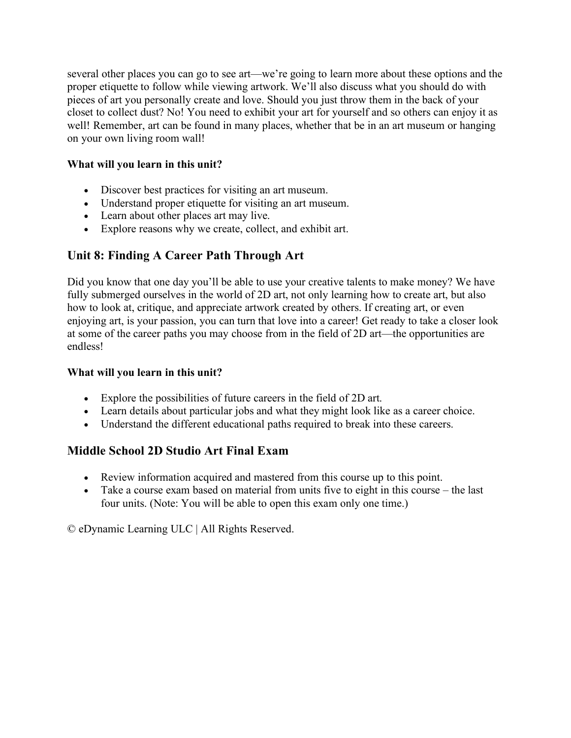several other places you can go to see art—we're going to learn more about these options and the proper etiquette to follow while viewing artwork. We'll also discuss what you should do with pieces of art you personally create and love. Should you just throw them in the back of your closet to collect dust? No! You need to exhibit your art for yourself and so others can enjoy it as well! Remember, art can be found in many places, whether that be in an art museum or hanging on your own living room wall!

**What will you learn in this unit?**

- Discover best practices for visiting an art museum.
- Understand proper etiquette for visiting an art museum.
- Learn about other places art may live.
- Explore reasons why we create, collect, and exhibit art.

## Unit 8: Finding A Career Path Through Art

Did you know that one day you'll be able to use your creative talents to make money? We have fully submerged ourselves in the world of 2D art, not only learning how to create art, but also how to look at, critique, and appreciate artwork created by others. If creating art, or even enjoying art, is your passion, you can turn that love into a career! Get ready to take a closer look at some of the career paths you may choose from in the field of 2D art—the opportunities are endless!

**What will you learn in this unit?**

- Explore the possibilities of future careers in the field of 2D art.
- Learn details about particular jobs and what they might look like as a career choice.
- Understand the different educational paths required to break into these careers.

## Middle School 2D Studio Art Final Exam

- Review information acquired and mastered from this course up to this point.
- Take a course exam based on material from units five to eight in this course – the last four units. (Note: You will be able to open this exam only one time.)

© eDynamic Learning ULC | All Rights Reserved.